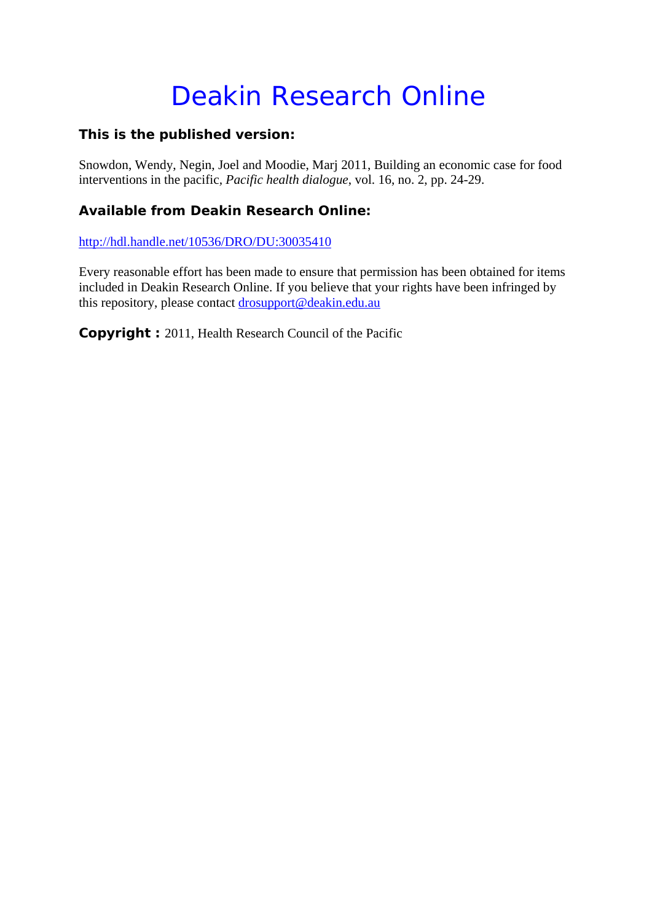# Deakin Research Online

**This is the published version:**

Snowdon, Wendy, Negin, Joel and Moodie, Marj 2011, Building an economic case for food interventions in the pacific, *Pacific health dialogue*, vol. 16, no. 2, pp. 24-29.

**Available from Deakin Research Online:**

http://hdl.handle.net/10536/DRO/DU:30035410

Every reasonable effort has been made to ensure that permission has been obtained for items included in Deakin Research Online. If you believe that your rights have been infringed by this repository, please contact drosupport@deakin.edu.au

**Copyright :** 2011, Health Research Council of the Pacific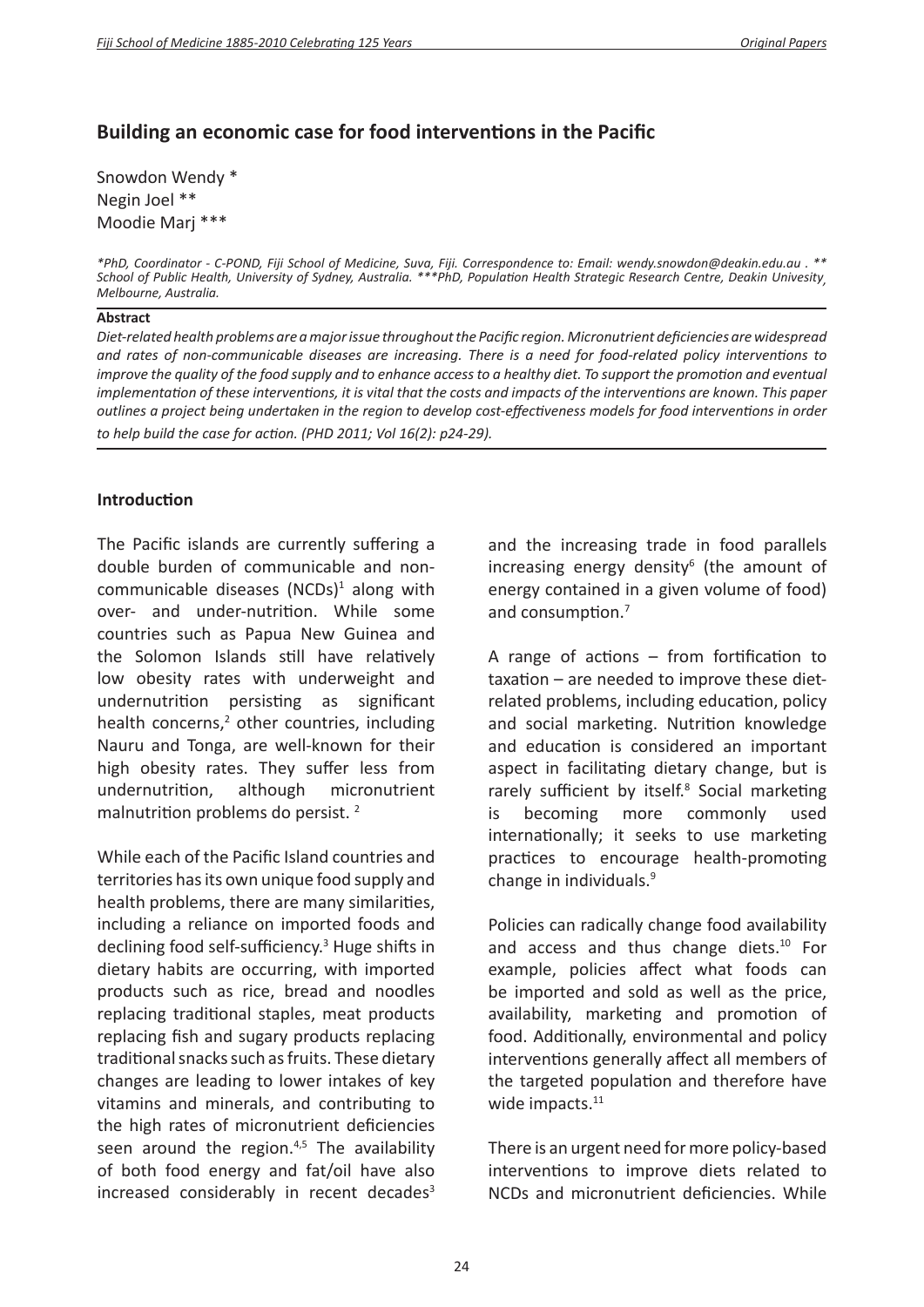## Building an economic case for food interventions in the Pacific

Snowdon Wendy *
Negin Joel **
Moodie Marj ***

*\*PhD, Coordinator - C-POND, Fiji School of Medicine, Suva, Fiji. Correspondence to: Email: wendy.snowdon@deakin.edu.au . \*\* School of Public Health, University of Sydney, Australia. \*\*\*PhD, Population Health Strategic Research Centre, Deakin Univesity, Melbourne, Australia.*

**Abstract**

*Diet-related health problems are a major issue throughout the Pacific region. Micronutrient deficiencies are widespread and rates of non-communicable diseases are increasing. There is a need for food-related policy interventions to improve the quality of the food supply and to enhance access to a healthy diet. To support the promotion and eventual implementation of these interventions, it is vital that the costs and impacts of the interventions are known. This paper outlines a project being undertaken in the region to develop cost-effectiveness models for food interventions in order to help build the case for action. (PHD 2011; Vol 16(2): p24-29).*

### Introduction

The Pacific islands are currently suffering a double burden of communicable and non-communicable diseases (NCDs)[1] along with over- and under-nutrition. While some countries such as Papua New Guinea and the Solomon Islands still have relatively low obesity rates with underweight and undernutrition persisting as significant health concerns,[2] other countries, including Nauru and Tonga, are well-known for their high obesity rates. They suffer less from undernutrition, although micronutrient malnutrition problems do persist. [2]

While each of the Pacific Island countries and territories has its own unique food supply and health problems, there are many similarities, including a reliance on imported foods and declining food self-sufficiency.[3] Huge shifts in dietary habits are occurring, with imported products such as rice, bread and noodles replacing traditional staples, meat products replacing fish and sugary products replacing traditional snacks such as fruits. These dietary changes are leading to lower intakes of key vitamins and minerals, and contributing to the high rates of micronutrient deficiencies seen around the region.[4,5] The availability of both food energy and fat/oil have also increased considerably in recent decades[3] and the increasing trade in food parallels increasing energy density[6] (the amount of energy contained in a given volume of food) and consumption.[7]

A range of actions – from fortification to taxation – are needed to improve these diet-related problems, including education, policy and social marketing. Nutrition knowledge and education is considered an important aspect in facilitating dietary change, but is rarely sufficient by itself.[8] Social marketing is becoming more commonly used internationally; it seeks to use marketing practices to encourage health-promoting change in individuals.[9]

Policies can radically change food availability and access and thus change diets.[10] For example, policies affect what foods can be imported and sold as well as the price, availability, marketing and promotion of food. Additionally, environmental and policy interventions generally affect all members of the targeted population and therefore have wide impacts.[11]

There is an urgent need for more policy-based interventions to improve diets related to NCDs and micronutrient deficiencies. While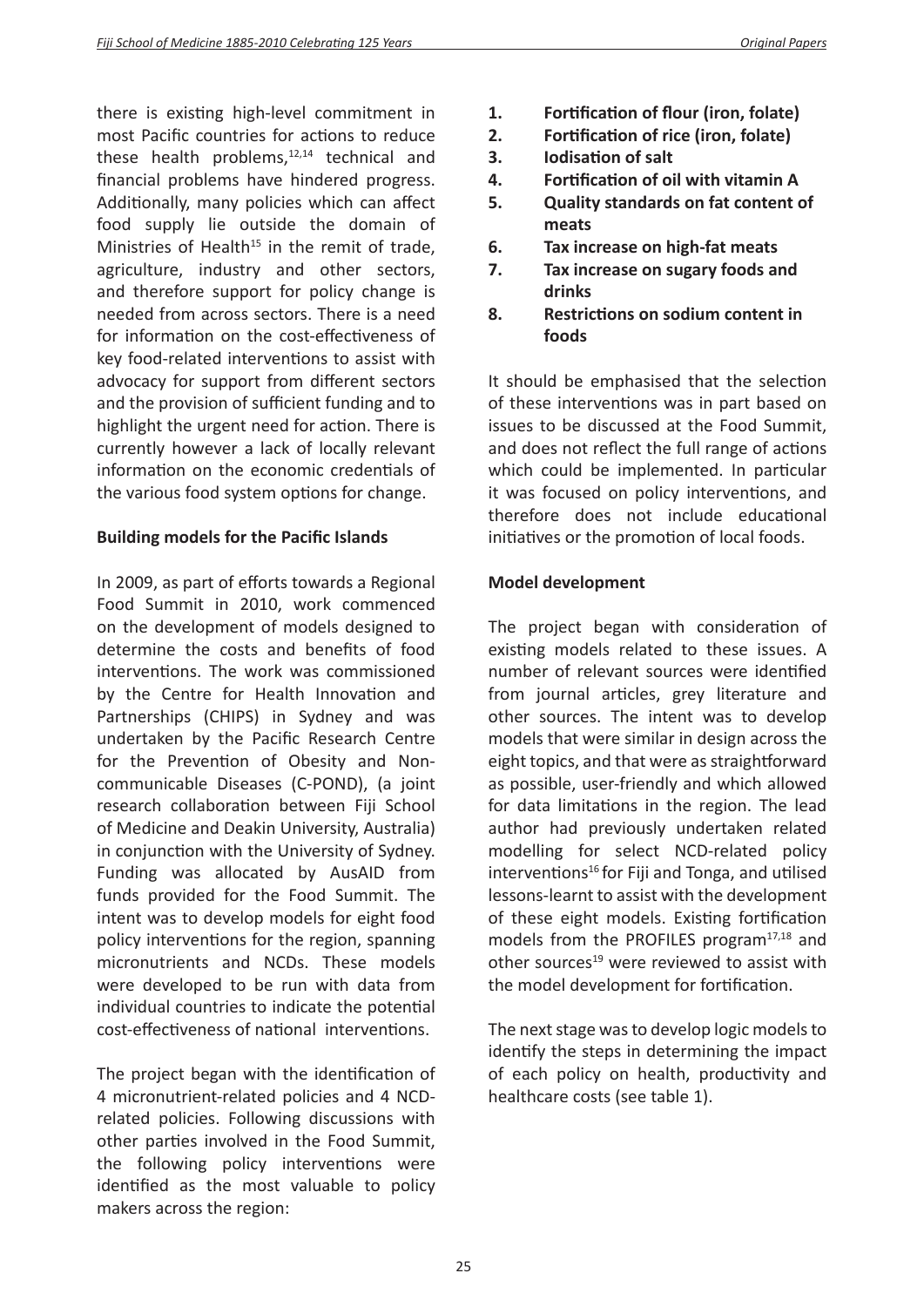there is existing high-level commitment in most Pacific countries for actions to reduce these health problems,[12,14] technical and financial problems have hindered progress. Additionally, many policies which can affect food supply lie outside the domain of Ministries of Health[15] in the remit of trade, agriculture, industry and other sectors, and therefore support for policy change is needed from across sectors. There is a need for information on the cost-effectiveness of key food-related interventions to assist with advocacy for support from different sectors and the provision of sufficient funding and to highlight the urgent need for action. There is currently however a lack of locally relevant information on the economic credentials of the various food system options for change.

**Building models for the Pacific Islands**

In 2009, as part of efforts towards a Regional Food Summit in 2010, work commenced on the development of models designed to determine the costs and benefits of food interventions. The work was commissioned by the Centre for Health Innovation and Partnerships (CHIPS) in Sydney and was undertaken by the Pacific Research Centre for the Prevention of Obesity and Non-communicable Diseases (C-POND), (a joint research collaboration between Fiji School of Medicine and Deakin University, Australia) in conjunction with the University of Sydney. Funding was allocated by AusAID from funds provided for the Food Summit. The intent was to develop models for eight food policy interventions for the region, spanning micronutrients and NCDs. These models were developed to be run with data from individual countries to indicate the potential cost-effectiveness of national interventions.

The project began with the identification of 4 micronutrient-related policies and 4 NCD-related policies. Following discussions with other parties involved in the Food Summit, the following policy interventions were identified as the most valuable to policy makers across the region:

1. **Fortification of flour (iron, folate)**
2. **Fortification of rice (iron, folate)**
3. **Iodisation of salt**
4. **Fortification of oil with vitamin A**
5. **Quality standards on fat content of meats**
6. **Tax increase on high-fat meats**
7. **Tax increase on sugary foods and drinks**
8. **Restrictions on sodium content in foods**

It should be emphasised that the selection of these interventions was in part based on issues to be discussed at the Food Summit, and does not reflect the full range of actions which could be implemented. In particular it was focused on policy interventions, and therefore does not include educational initiatives or the promotion of local foods.

**Model development**

The project began with consideration of existing models related to these issues. A number of relevant sources were identified from journal articles, grey literature and other sources. The intent was to develop models that were similar in design across the eight topics, and that were as straightforward as possible, user-friendly and which allowed for data limitations in the region. The lead author had previously undertaken related modelling for select NCD-related policy interventions[16] for Fiji and Tonga, and utilised lessons-learnt to assist with the development of these eight models. Existing fortification models from the PROFILES program[17,18] and other sources[19] were reviewed to assist with the model development for fortification.

The next stage was to develop logic models to identify the steps in determining the impact of each policy on health, productivity and healthcare costs (see table 1).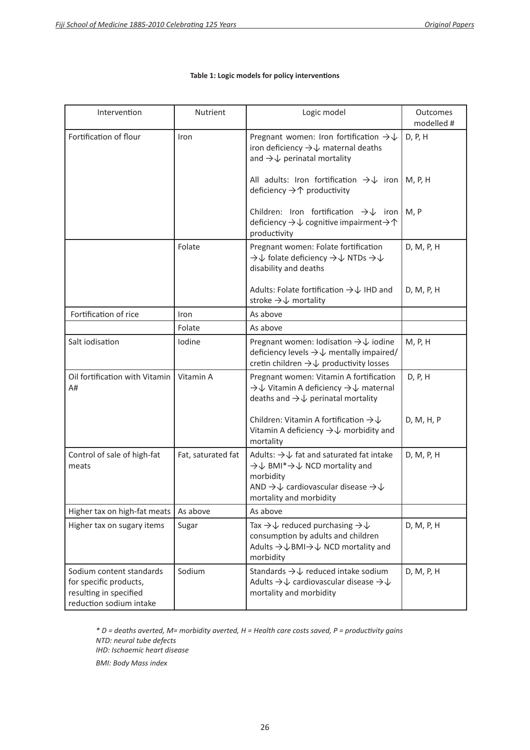**Table 1: Logic models for policy interventions**

| Intervention | Nutrient | Logic model | Outcomes modelled # |
|---|---|---|---|
| Fortification of flour | Iron | Pregnant women: Iron fortification →↓ iron deficiency →↓ maternal deaths and →↓ perinatal mortality | D, P, H |
| | | All adults: Iron fortification →↓ iron deficiency →↑ productivity | M, P, H |
| | | Children: Iron fortification →↓ iron deficiency →↓ cognitive impairment→↑ productivity | M, P |
| | Folate | Pregnant women: Folate fortification →↓ folate deficiency →↓ NTDs →↓ disability and deaths | D, M, P, H |
| | | Adults: Folate fortification →↓ IHD and stroke →↓ mortality | D, M, P, H |
| Fortification of rice | Iron | As above | |
| | Folate | As above | |
| Salt iodisation | Iodine | Pregnant women: Iodisation →↓ iodine deficiency levels →↓ mentally impaired/ cretin children →↓ productivity losses | M, P, H |
| Oil fortification with Vitamin A# | Vitamin A | Pregnant women: Vitamin A fortification →↓ Vitamin A deficiency →↓ maternal deaths and →↓ perinatal mortality | D, P, H |
| | | Children: Vitamin A fortification →↓ Vitamin A deficiency →↓ morbidity and mortality | D, M, H, P |
| Control of sale of high-fat meats | Fat, saturated fat | Adults: →↓ fat and saturated fat intake →↓ BMI*→↓ NCD mortality and morbidity AND →↓ cardiovascular disease →↓ mortality and morbidity | D, M, P, H |
| Higher tax on high-fat meats | As above | As above | |
| Higher tax on sugary items | Sugar | Tax →↓ reduced purchasing →↓ consumption by adults and children Adults →↓BMI→↓ NCD mortality and morbidity | D, M, P, H |
| Sodium content standards for specific products, resulting in specified reduction sodium intake | Sodium | Standards →↓ reduced intake sodium Adults →↓ cardiovascular disease →↓ mortality and morbidity | D, M, P, H |

*\* D = deaths averted, M= morbidity averted, H = Health care costs saved, P = productivity gains*
*NTD: neural tube defects*
*IHD: Ischaemic heart disease*

*BMI: Body Mass index*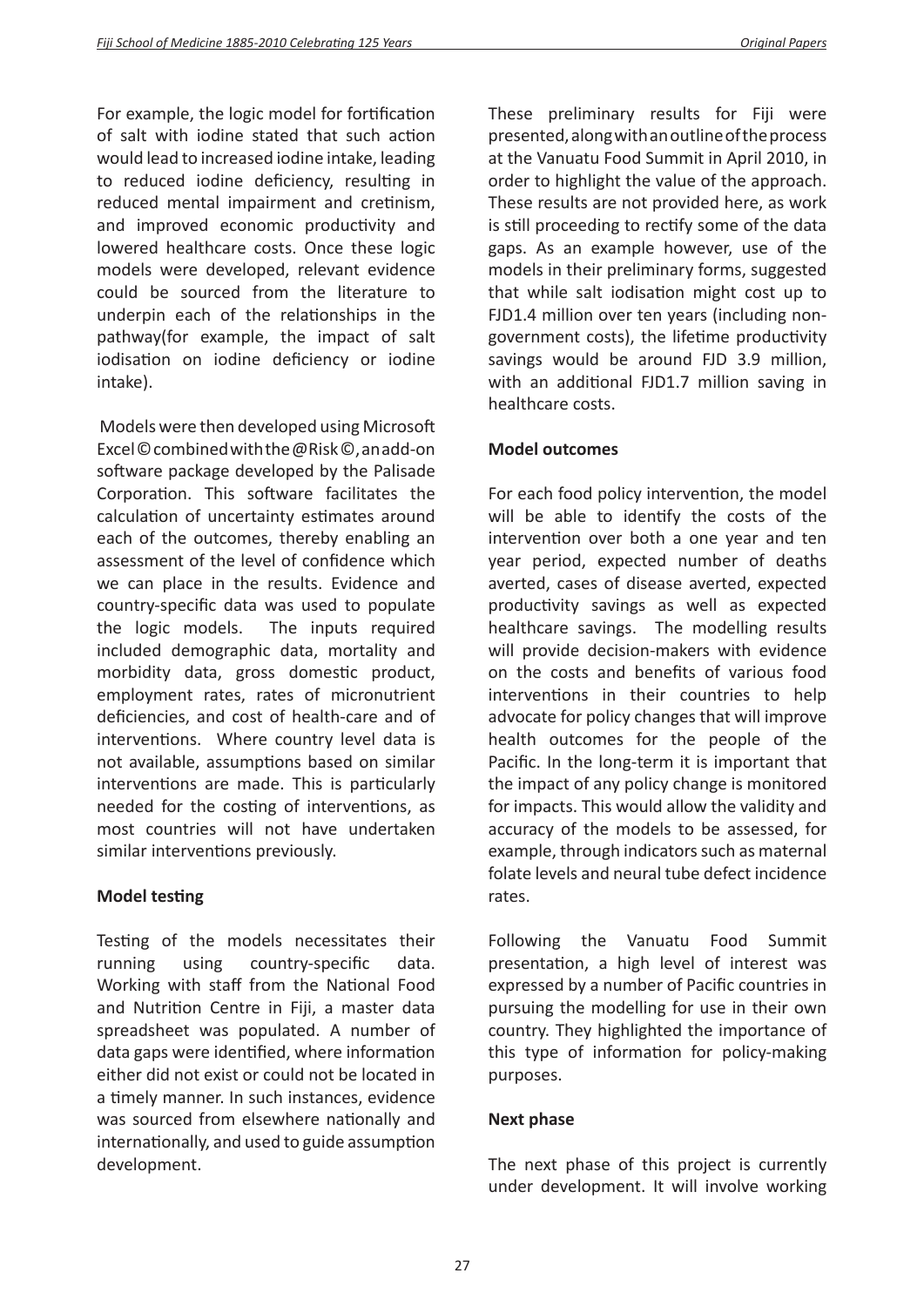For example, the logic model for fortification of salt with iodine stated that such action would lead to increased iodine intake, leading to reduced iodine deficiency, resulting in reduced mental impairment and cretinism, and improved economic productivity and lowered healthcare costs. Once these logic models were developed, relevant evidence could be sourced from the literature to underpin each of the relationships in the pathway(for example, the impact of salt iodisation on iodine deficiency or iodine intake).

Models were then developed using Microsoft Excel© combined with the @Risk©, an add-on software package developed by the Palisade Corporation. This software facilitates the calculation of uncertainty estimates around each of the outcomes, thereby enabling an assessment of the level of confidence which we can place in the results. Evidence and country-specific data was used to populate the logic models. The inputs required included demographic data, mortality and morbidity data, gross domestic product, employment rates, rates of micronutrient deficiencies, and cost of health-care and of interventions. Where country level data is not available, assumptions based on similar interventions are made. This is particularly needed for the costing of interventions, as most countries will not have undertaken similar interventions previously.

**Model testing**

Testing of the models necessitates their running using country-specific data. Working with staff from the National Food and Nutrition Centre in Fiji, a master data spreadsheet was populated. A number of data gaps were identified, where information either did not exist or could not be located in a timely manner. In such instances, evidence was sourced from elsewhere nationally and internationally, and used to guide assumption development.

These preliminary results for Fiji were presented, along with an outline of the process at the Vanuatu Food Summit in April 2010, in order to highlight the value of the approach. These results are not provided here, as work is still proceeding to rectify some of the data gaps. As an example however, use of the models in their preliminary forms, suggested that while salt iodisation might cost up to FJD1.4 million over ten years (including non-government costs), the lifetime productivity savings would be around FJD 3.9 million, with an additional FJD1.7 million saving in healthcare costs.

**Model outcomes**

For each food policy intervention, the model will be able to identify the costs of the intervention over both a one year and ten year period, expected number of deaths averted, cases of disease averted, expected productivity savings as well as expected healthcare savings. The modelling results will provide decision-makers with evidence on the costs and benefits of various food interventions in their countries to help advocate for policy changes that will improve health outcomes for the people of the Pacific. In the long-term it is important that the impact of any policy change is monitored for impacts. This would allow the validity and accuracy of the models to be assessed, for example, through indicators such as maternal folate levels and neural tube defect incidence rates.

Following the Vanuatu Food Summit presentation, a high level of interest was expressed by a number of Pacific countries in pursuing the modelling for use in their own country. They highlighted the importance of this type of information for policy-making purposes.

**Next phase**

The next phase of this project is currently under development. It will involve working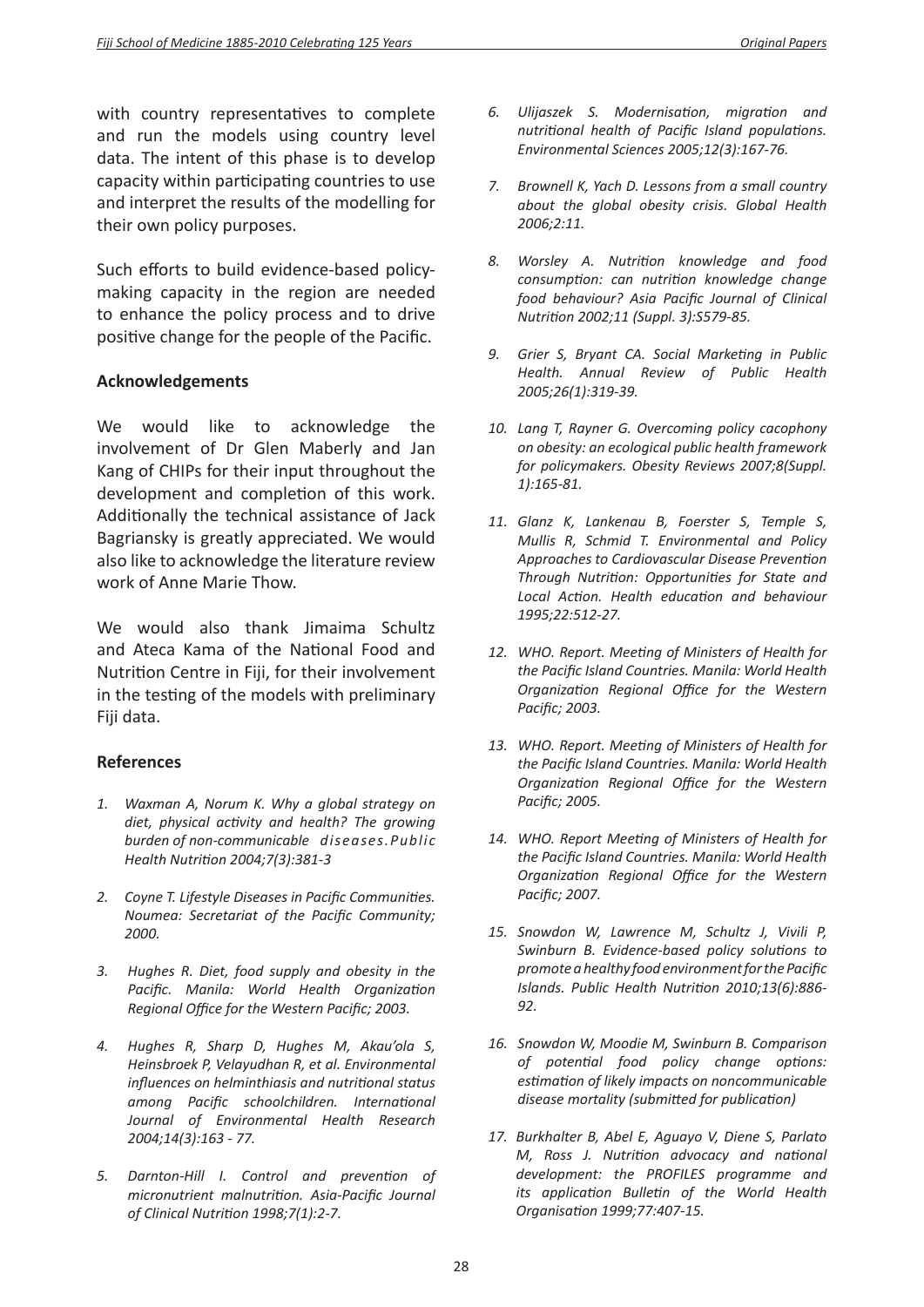with country representatives to complete and run the models using country level data. The intent of this phase is to develop capacity within participating countries to use and interpret the results of the modelling for their own policy purposes.

Such efforts to build evidence-based policy-making capacity in the region are needed to enhance the policy process and to drive positive change for the people of the Pacific.

### Acknowledgements

We would like to acknowledge the involvement of Dr Glen Maberly and Jan Kang of CHIPs for their input throughout the development and completion of this work. Additionally the technical assistance of Jack Bagriansky is greatly appreciated. We would also like to acknowledge the literature review work of Anne Marie Thow.

We would also thank Jimaima Schultz and Ateca Kama of the National Food and Nutrition Centre in Fiji, for their involvement in the testing of the models with preliminary Fiji data.

### References

1. *Waxman A, Norum K. Why a global strategy on diet, physical activity and health? The growing burden of non-communicable diseases. Public Health Nutrition 2004;7(3):381-3*
2. *Coyne T. Lifestyle Diseases in Pacific Communities. Noumea: Secretariat of the Pacific Community; 2000.*
3. *Hughes R. Diet, food supply and obesity in the Pacific. Manila: World Health Organization Regional Office for the Western Pacific; 2003.*
4. *Hughes R, Sharp D, Hughes M, Akau'ola S, Heinsbroek P, Velayudhan R, et al. Environmental influences on helminthiasis and nutritional status among Pacific schoolchildren. International Journal of Environmental Health Research 2004;14(3):163 - 77.*
5. *Darnton-Hill I. Control and prevention of micronutrient malnutrition. Asia-Pacific Journal of Clinical Nutrition 1998;7(1):2-7.*
6. *Ulijaszek S. Modernisation, migration and nutritional health of Pacific Island populations. Environmental Sciences 2005;12(3):167-76.*
7. *Brownell K, Yach D. Lessons from a small country about the global obesity crisis. Global Health 2006;2:11.*
8. *Worsley A. Nutrition knowledge and food consumption: can nutrition knowledge change food behaviour? Asia Pacific Journal of Clinical Nutrition 2002;11 (Suppl. 3):S579-85.*
9. *Grier S, Bryant CA. Social Marketing in Public Health. Annual Review of Public Health 2005;26(1):319-39.*
10. *Lang T, Rayner G. Overcoming policy cacophony on obesity: an ecological public health framework for policymakers. Obesity Reviews 2007;8(Suppl. 1):165-81.*
11. *Glanz K, Lankenau B, Foerster S, Temple S, Mullis R, Schmid T. Environmental and Policy Approaches to Cardiovascular Disease Prevention Through Nutrition: Opportunities for State and Local Action. Health education and behaviour 1995;22:512-27.*
12. *WHO. Report. Meeting of Ministers of Health for the Pacific Island Countries. Manila: World Health Organization Regional Office for the Western Pacific; 2003.*
13. *WHO. Report. Meeting of Ministers of Health for the Pacific Island Countries. Manila: World Health Organization Regional Office for the Western Pacific; 2005.*
14. *WHO. Report Meeting of Ministers of Health for the Pacific Island Countries. Manila: World Health Organization Regional Office for the Western Pacific; 2007.*
15. *Snowdon W, Lawrence M, Schultz J, Vivili P, Swinburn B. Evidence-based policy solutions to promote a healthy food environment for the Pacific Islands. Public Health Nutrition 2010;13(6):886-92.*
16. *Snowdon W, Moodie M, Swinburn B. Comparison of potential food policy change options: estimation of likely impacts on noncommunicable disease mortality (submitted for publication)*
17. *Burkhalter B, Abel E, Aguayo V, Diene S, Parlato M, Ross J. Nutrition advocacy and national development: the PROFILES programme and its application Bulletin of the World Health Organisation 1999;77:407-15.*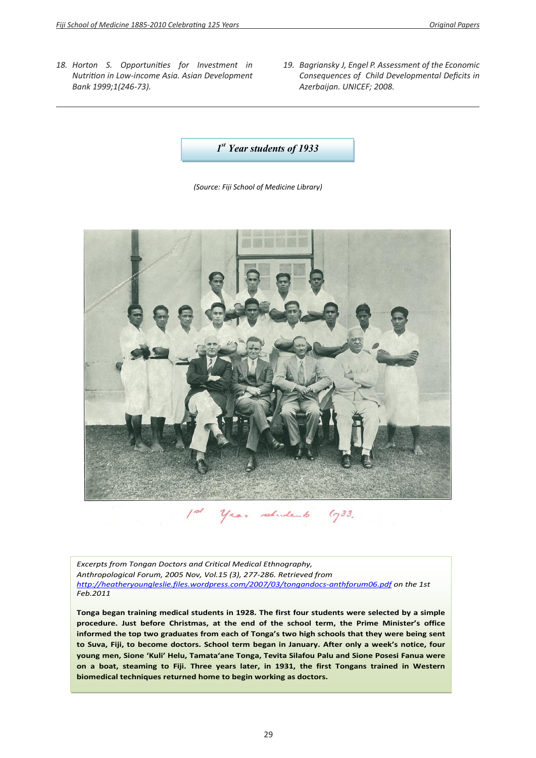18. Horton S. Opportunities for Investment in Nutrition in Low-income Asia. Asian Development Bank 1999;1(246-73).

19. Bagriansky J, Engel P. Assessment of the Economic Consequences of Child Developmental Deficits in Azerbaijan. UNICEF; 2008.

## *1st Year students of 1933*

*(Source: Fiji School of Medicine Library)*

*1st Year students 1933.*

*Excerpts from Tongan Doctors and Critical Medical Ethnography, Anthropological Forum, 2005 Nov, Vol.15 (3), 277-286. Retrieved from [http://heatheryoungleslie.files.wordpress.com/2007/03/tongandocs-anthforum06.pdf](http://heatheryoungleslie.files.wordpress.com/2007/03/tongandocs-anthforum06.pdf) on the 1st Feb.2011*

**Tonga began training medical students in 1928. The first four students were selected by a simple procedure. Just before Christmas, at the end of the school term, the Prime Minister's office informed the top two graduates from each of Tonga's two high schools that they were being sent to Suva, Fiji, to become doctors. School term began in January. After only a week's notice, four young men, Sione 'Kuli' Helu, Tamata'ane Tonga, Tevita Silafou Palu and Sione Posesi Fanua were on a boat, steaming to Fiji. Three years later, in 1931, the first Tongans trained in Western biomedical techniques returned home to begin working as doctors.**